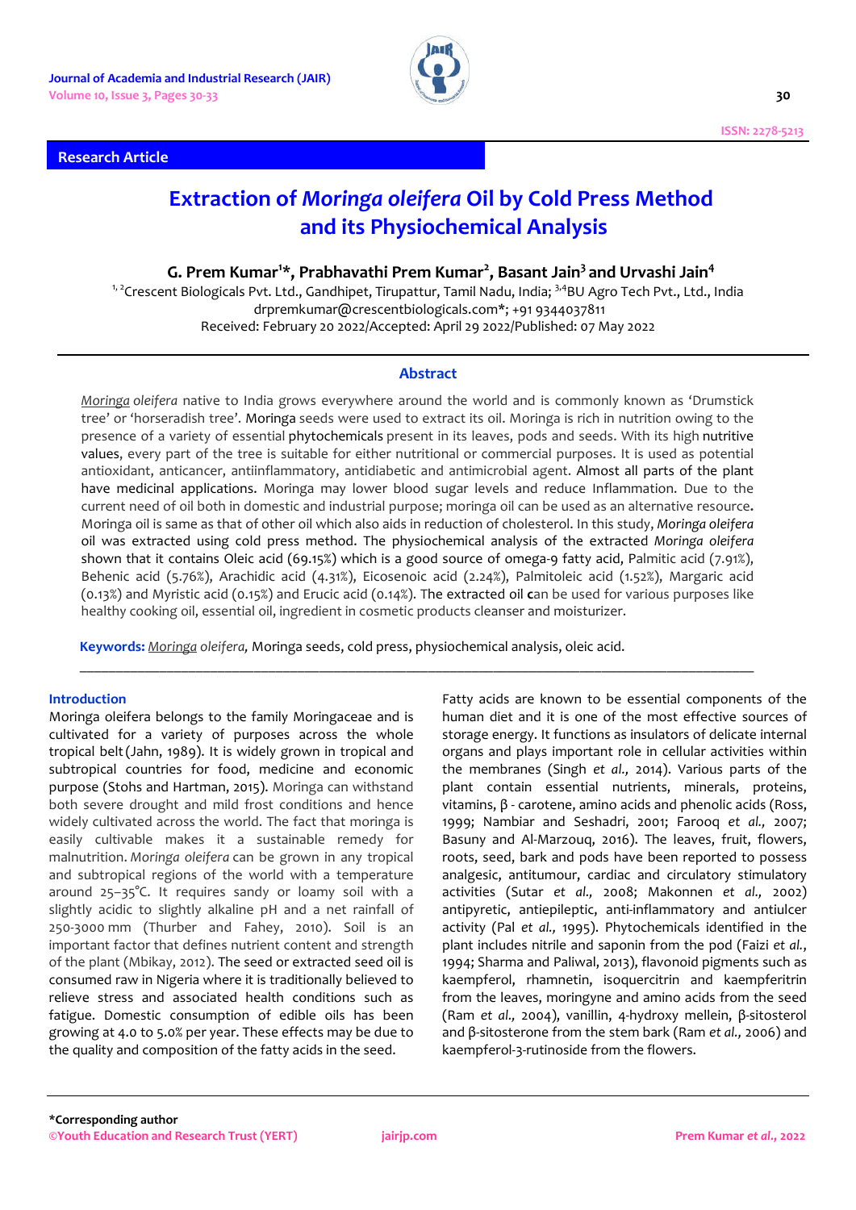**Research Article**

# Extraction of *Moringa oleifera* Oil by Cold Press Method and its Physiochemical Analysis

**G. Prem Kumar[1]*, Prabhavathi Prem Kumar[2], Basant Jain[3] and Urvashi Jain[4]**

[1,2]Crescent Biologicals Pvt. Ltd., Gandhipet, Tirupattur, Tamil Nadu, India; [3,4]BU Agro Tech Pvt., Ltd., India
drpremkumar@crescentbiologicals.com*; +91 9344037811
Received: February 20 2022/Accepted: April 29 2022/Published: 07 May 2022

## Abstract

*Moringa oleifera* native to India grows everywhere around the world and is commonly known as 'Drumstick tree' or 'horseradish tree'. Moringa seeds were used to extract its oil. Moringa is rich in nutrition owing to the presence of a variety of essential phytochemicals present in its leaves, pods and seeds. With its high nutritive values, every part of the tree is suitable for either nutritional or commercial purposes. It is used as potential antioxidant, anticancer, antiinflammatory, antidiabetic and antimicrobial agent. Almost all parts of the plant have medicinal applications. Moringa may lower blood sugar levels and reduce Inflammation. Due to the current need of oil both in domestic and industrial purpose; moringa oil can be used as an alternative resource. Moringa oil is same as that of other oil which also aids in reduction of cholesterol. In this study, *Moringa oleifera* oil was extracted using cold press method. The physiochemical analysis of the extracted *Moringa oleifera* shown that it contains Oleic acid (69.15%) which is a good source of omega-9 fatty acid, Palmitic acid (7.91%), Behenic acid (5.76%), Arachidic acid (4.31%), Eicosenoic acid (2.24%), Palmitoleic acid (1.52%), Margaric acid (0.13%) and Myristic acid (0.15%) and Erucic acid (0.14%). The extracted oil can be used for various purposes like healthy cooking oil, essential oil, ingredient in cosmetic products cleanser and moisturizer.

**Keywords:** *Moringa oleifera,* Moringa seeds, cold press, physiochemical analysis, oleic acid.

## Introduction

Moringa oleifera belongs to the family Moringaceae and is cultivated for a variety of purposes across the whole tropical belt (Jahn, 1989). It is widely grown in tropical and subtropical countries for food, medicine and economic purpose (Stohs and Hartman, 2015). Moringa can withstand both severe drought and mild frost conditions and hence widely cultivated across the world. The fact that moringa is easily cultivable makes it a sustainable remedy for malnutrition. *Moringa oleifera* can be grown in any tropical and subtropical regions of the world with a temperature around 25–35°C. It requires sandy or loamy soil with a slightly acidic to slightly alkaline pH and a net rainfall of 250-3000 mm (Thurber and Fahey, 2010). Soil is an important factor that defines nutrient content and strength of the plant (Mbikay, 2012). The seed or extracted seed oil is consumed raw in Nigeria where it is traditionally believed to relieve stress and associated health conditions such as fatigue. Domestic consumption of edible oils has been growing at 4.0 to 5.0% per year. These effects may be due to the quality and composition of the fatty acids in the seed.

Fatty acids are known to be essential components of the human diet and it is one of the most effective sources of storage energy. It functions as insulators of delicate internal organs and plays important role in cellular activities within the membranes (Singh *et al.,* 2014). Various parts of the plant contain essential nutrients, minerals, proteins, vitamins, β - carotene, amino acids and phenolic acids (Ross, 1999; Nambiar and Seshadri, 2001; Farooq *et al.,* 2007; Basuny and Al-Marzouq, 2016). The leaves, fruit, flowers, roots, seed, bark and pods have been reported to possess analgesic, antitumour, cardiac and circulatory stimulatory activities (Sutar *et al.,* 2008; Makonnen *et al.,* 2002) antipyretic, antiepileptic, anti-inflammatory and antiulcer activity (Pal *et al.,* 1995). Phytochemicals identified in the plant includes nitrile and saponin from the pod (Faizi *et al.,* 1994; Sharma and Paliwal, 2013), flavonoid pigments such as kaempferol, rhamnetin, isoquercitrin and kaempferitrin from the leaves, moringyne and amino acids from the seed (Ram *et al.,* 2004), vanillin, 4-hydroxy mellein, β-sitosterol and β-sitosterone from the stem bark (Ram *et al.,* 2006) and kaempferol-3-rutinoside from the flowers.

*Corresponding author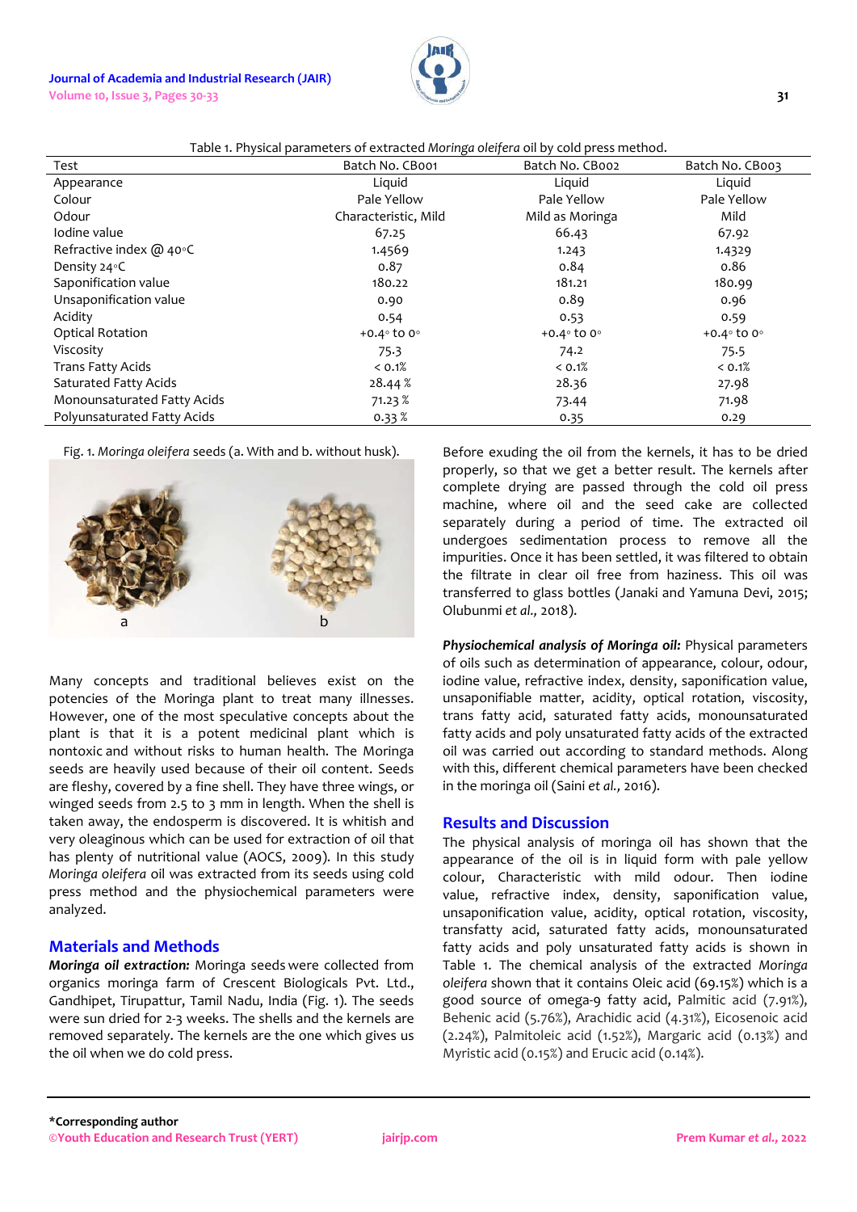Table 1. Physical parameters of extracted *Moringa oleifera* oil by cold press method.

| Test | Batch No. CB001 | Batch No. CB002 | Batch No. CB003 |
|---|---|---|---|
| Appearance | Liquid | Liquid | Liquid |
| Colour | Pale Yellow | Pale Yellow | Pale Yellow |
| Odour | Characteristic, Mild | Mild as Moringa | Mild |
| Iodine value | 67.25 | 66.43 | 67.92 |
| Refractive index @ 40°C | 1.4569 | 1.243 | 1.4329 |
| Density 24°C | 0.87 | 0.84 | 0.86 |
| Saponification value | 180.22 | 181.21 | 180.99 |
| Unsaponification value | 0.90 | 0.89 | 0.96 |
| Acidity | 0.54 | 0.53 | 0.59 |
| Optical Rotation | +0.4° to 0° | +0.4° to 0° | +0.4° to 0° |
| Viscosity | 75.3 | 74.2 | 75.5 |
| Trans Fatty Acids | < 0.1% | < 0.1% | < 0.1% |
| Saturated Fatty Acids | 28.44 % | 28.36 | 27.98 |
| Monounsaturated Fatty Acids | 71.23 % | 73.44 | 71.98 |
| Polyunsaturated Fatty Acids | 0.33 % | 0.35 | 0.29 |

Fig. 1. *Moringa oleifera* seeds (a. With and b. without husk).

Many concepts and traditional believes exist on the potencies of the Moringa plant to treat many illnesses. However, one of the most speculative concepts about the plant is that it is a potent medicinal plant which is nontoxic and without risks to human health. The Moringa seeds are heavily used because of their oil content. Seeds are fleshy, covered by a fine shell. They have three wings, or winged seeds from 2.5 to 3 mm in length. When the shell is taken away, the endosperm is discovered. It is whitish and very oleaginous which can be used for extraction of oil that has plenty of nutritional value (AOCS, 2009). In this study *Moringa oleifera* oil was extracted from its seeds using cold press method and the physiochemical parameters were analyzed.

## Materials and Methods

***Moringa oil extraction:*** Moringa seeds were collected from organics moringa farm of Crescent Biologicals Pvt. Ltd., Gandhipet, Tirupattur, Tamil Nadu, India (Fig. 1). The seeds were sun dried for 2-3 weeks. The shells and the kernels are removed separately. The kernels are the one which gives us the oil when we do cold press.

Before exuding the oil from the kernels, it has to be dried properly, so that we get a better result. The kernels after complete drying are passed through the cold oil press machine, where oil and the seed cake are collected separately during a period of time. The extracted oil undergoes sedimentation process to remove all the impurities. Once it has been settled, it was filtered to obtain the filtrate in clear oil free from haziness. This oil was transferred to glass bottles (Janaki and Yamuna Devi, 2015; Olubunmi *et al.,* 2018).

***Physiochemical analysis of Moringa oil:*** Physical parameters of oils such as determination of appearance, colour, odour, iodine value, refractive index, density, saponification value, unsaponifiable matter, acidity, optical rotation, viscosity, trans fatty acid, saturated fatty acids, monounsaturated fatty acids and poly unsaturated fatty acids of the extracted oil was carried out according to standard methods. Along with this, different chemical parameters have been checked in the moringa oil (Saini *et al.,* 2016).

## Results and Discussion

The physical analysis of moringa oil has shown that the appearance of the oil is in liquid form with pale yellow colour, Characteristic with mild odour. Then iodine value, refractive index, density, saponification value, unsaponification value, acidity, optical rotation, viscosity, transfatty acid, saturated fatty acids, monounsaturated fatty acids and poly unsaturated fatty acids is shown in Table 1. The chemical analysis of the extracted *Moringa oleifera* shown that it contains Oleic acid (69.15%) which is a good source of omega-9 fatty acid, Palmitic acid (7.91%), Behenic acid (5.76%), Arachidic acid (4.31%), Eicosenoic acid (2.24%), Palmitoleic acid (1.52%), Margaric acid (0.13%) and Myristic acid (0.15%) and Erucic acid (0.14%).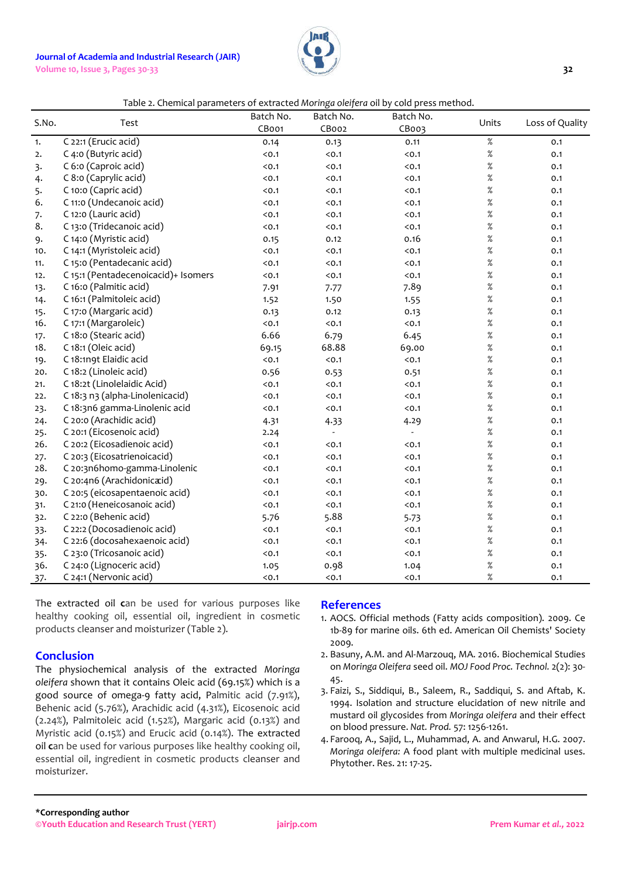Table 2. Chemical parameters of extracted *Moringa oleifera* oil by cold press method.

| S.No. | Test | Batch No. CB001 | Batch No. CB002 | Batch No. CB003 | Units | Loss of Quality |
|---|---|---|---|---|---|---|
| 1. | C 22:1 (Erucic acid) | 0.14 | 0.13 | 0.11 | % | 0.1 |
| 2. | C 4:0 (Butyric acid) | <0.1 | <0.1 | <0.1 | % | 0.1 |
| 3. | C 6:0 (Caproic acid) | <0.1 | <0.1 | <0.1 | % | 0.1 |
| 4. | C 8:0 (Caprylic acid) | <0.1 | <0.1 | <0.1 | % | 0.1 |
| 5. | C 10:0 (Capric acid) | <0.1 | <0.1 | <0.1 | % | 0.1 |
| 6. | C 11:0 (Undecanoic acid) | <0.1 | <0.1 | <0.1 | % | 0.1 |
| 7. | C 12:0 (Lauric acid) | <0.1 | <0.1 | <0.1 | % | 0.1 |
| 8. | C 13:0 (Tridecanoic acid) | <0.1 | <0.1 | <0.1 | % | 0.1 |
| 9. | C 14:0 (Myristic acid) | 0.15 | 0.12 | 0.16 | % | 0.1 |
| 10. | C 14:1 (Myristoleic acid) | <0.1 | <0.1 | <0.1 | % | 0.1 |
| 11. | C 15:0 (Pentadecanic acid) | <0.1 | <0.1 | <0.1 | % | 0.1 |
| 12. | C 15:1 (Pentadecenoicacid)+ Isomers | <0.1 | <0.1 | <0.1 | % | 0.1 |
| 13. | C 16:0 (Palmitic acid) | 7.91 | 7.77 | 7.89 | % | 0.1 |
| 14. | C 16:1 (Palmitoleic acid) | 1.52 | 1.50 | 1.55 | % | 0.1 |
| 15. | C 17:0 (Margaric acid) | 0.13 | 0.12 | 0.13 | % | 0.1 |
| 16. | C 17:1 (Margaroleic) | <0.1 | <0.1 | <0.1 | % | 0.1 |
| 17. | C 18:0 (Stearic acid) | 6.66 | 6.79 | 6.45 | % | 0.1 |
| 18. | C 18:1 (Oleic acid) | 69.15 | 68.88 | 69.00 | % | 0.1 |
| 19. | C 18:1n9t Elaidic acid | <0.1 | <0.1 | <0.1 | % | 0.1 |
| 20. | C 18:2 (Linoleic acid) | 0.56 | 0.53 | 0.51 | % | 0.1 |
| 21. | C 18:2t (Linolelaidic Acid) | <0.1 | <0.1 | <0.1 | % | 0.1 |
| 22. | C 18:3 n3 (alpha-Linolenicacid) | <0.1 | <0.1 | <0.1 | % | 0.1 |
| 23. | C 18:3n6 gamma-Linolenic acid | <0.1 | <0.1 | <0.1 | % | 0.1 |
| 24. | C 20:0 (Arachidic acid) | 4.31 | 4.33 | 4.29 | % | 0.1 |
| 25. | C 20:1 (Eicosenoic acid) | 2.24 | - | - | % | 0.1 |
| 26. | C 20:2 (Eicosadienoic acid) | <0.1 | <0.1 | <0.1 | % | 0.1 |
| 27. | C 20:3 (Eicosatrienoicacid) | <0.1 | <0.1 | <0.1 | % | 0.1 |
| 28. | C 20:3n6homo-gamma-Linolenic | <0.1 | <0.1 | <0.1 | % | 0.1 |
| 29. | C 20:4n6 (Arachidonicacid) | <0.1 | <0.1 | <0.1 | % | 0.1 |
| 30. | C 20:5 (eicosapentaenoic acid) | <0.1 | <0.1 | <0.1 | % | 0.1 |
| 31. | C 21:0 (Heneicosanoic acid) | <0.1 | <0.1 | <0.1 | % | 0.1 |
| 32. | C 22:0 (Behenic acid) | 5.76 | 5.88 | 5.73 | % | 0.1 |
| 33. | C 22:2 (Docosadienoic acid) | <0.1 | <0.1 | <0.1 | % | 0.1 |
| 34. | C 22:6 (docosahexaenoic acid) | <0.1 | <0.1 | <0.1 | % | 0.1 |
| 35. | C 23:0 (Tricosanoic acid) | <0.1 | <0.1 | <0.1 | % | 0.1 |
| 36. | C 24:0 (Lignoceric acid) | 1.05 | 0.98 | 1.04 | % | 0.1 |
| 37. | C 24:1 (Nervonic acid) | <0.1 | <0.1 | <0.1 | % | 0.1 |

The extracted oil can be used for various purposes like healthy cooking oil, essential oil, ingredient in cosmetic products cleanser and moisturizer (Table 2).

## Conclusion

The physiochemical analysis of the extracted *Moringa oleifera* shown that it contains Oleic acid (69.15%) which is a good source of omega-9 fatty acid, Palmitic acid (7.91%), Behenic acid (5.76%), Arachidic acid (4.31%), Eicosenoic acid (2.24%), Palmitoleic acid (1.52%), Margaric acid (0.13%) and Myristic acid (0.15%) and Erucic acid (0.14%). The extracted oil can be used for various purposes like healthy cooking oil, essential oil, ingredient in cosmetic products cleanser and moisturizer.

## References

1. AOCS. Official methods (Fatty acids composition). 2009. Ce 1b-89 for marine oils. 6th ed. American Oil Chemists' Society 2009.
2. Basuny, A.M. and Al-Marzouq, MA. 2016. Biochemical Studies on *Moringa Oleifera* seed oil. *MOJ Food Proc. Technol.* 2(2): 30-45.
3. Faizi, S., Siddiqui, B., Saleem, R., Saddiqui, S. and Aftab, K. 1994. Isolation and structure elucidation of new nitrile and mustard oil glycosides from *Moringa oleifera* and their effect on blood pressure. *Nat. Prod.* 57: 1256-1261.
4. Farooq, A., Sajid, L., Muhammad, A. and Anwarul, H.G. 2007. *Moringa oleifera:* A food plant with multiple medicinal uses. Phytother. Res. 21: 17-25.

**\*Corresponding author**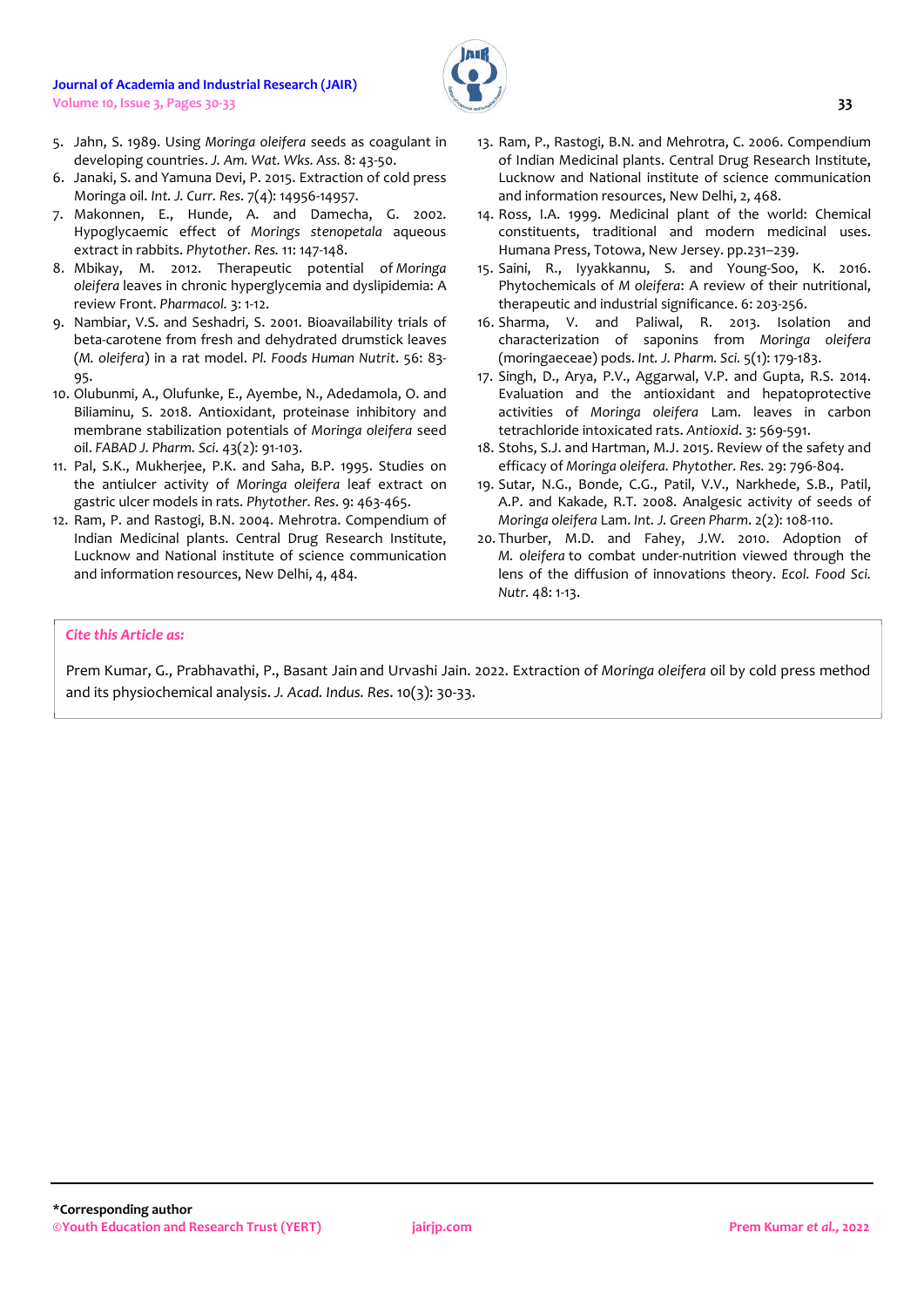5. Jahn, S. 1989. Using *Moringa oleifera* seeds as coagulant in developing countries. *J. Am. Wat. Wks. Ass.* 8: 43-50.
6. Janaki, S. and Yamuna Devi, P. 2015. Extraction of cold press Moringa oil. *Int. J. Curr. Res.* 7(4): 14956-14957.
7. Makonnen, E., Hunde, A. and Damecha, G. 2002. Hypoglycaemic effect of *Morings stenopetala* aqueous extract in rabbits. *Phytother. Res.* 11: 147-148.
8. Mbikay, M. 2012. Therapeutic potential of *Moringa oleifera* leaves in chronic hyperglycemia and dyslipidemia: A review Front. *Pharmacol.* 3: 1-12.
9. Nambiar, V.S. and Seshadri, S. 2001. Bioavailability trials of beta-carotene from fresh and dehydrated drumstick leaves (*M. oleifera*) in a rat model. *Pl. Foods Human Nutrit*. 56: 83-95.
10. Olubunmi, A., Olufunke, E., Ayembe, N., Adedamola, O. and Biliaminu, S. 2018. Antioxidant, proteinase inhibitory and membrane stabilization potentials of *Moringa oleifera* seed oil. *FABAD J. Pharm. Sci*. 43(2): 91-103.
11. Pal, S.K., Mukherjee, P.K. and Saha, B.P. 1995. Studies on the antiulcer activity of *Moringa oleifera* leaf extract on gastric ulcer models in rats. *Phytother. Res*. 9: 463-465.
12. Ram, P. and Rastogi, B.N. 2004. Mehrotra. Compendium of Indian Medicinal plants. Central Drug Research Institute, Lucknow and National institute of science communication and information resources, New Delhi, 4, 484.
13. Ram, P., Rastogi, B.N. and Mehrotra, C. 2006. Compendium of Indian Medicinal plants. Central Drug Research Institute, Lucknow and National institute of science communication and information resources, New Delhi, 2, 468.
14. Ross, I.A. 1999. Medicinal plant of the world: Chemical constituents, traditional and modern medicinal uses. Humana Press, Totowa, New Jersey. pp.231–239.
15. Saini, R., Iyyakkannu, S. and Young-Soo, K. 2016. Phytochemicals of *M oleifera*: A review of their nutritional, therapeutic and industrial significance. 6: 203-256.
16. Sharma, V. and Paliwal, R. 2013. Isolation and characterization of saponins from *Moringa oleifera* (moringaeceae) pods. *Int. J. Pharm. Sci.* 5(1): 179-183.
17. Singh, D., Arya, P.V., Aggarwal, V.P. and Gupta, R.S. 2014. Evaluation and the antioxidant and hepatoprotective activities of *Moringa oleifera* Lam. leaves in carbon tetrachloride intoxicated rats. *Antioxid*. 3: 569-591.
18. Stohs, S.J. and Hartman, M.J. 2015. Review of the safety and efficacy of *Moringa oleifera. Phytother. Res.* 29: 796-804.
19. Sutar, N.G., Bonde, C.G., Patil, V.V., Narkhede, S.B., Patil, A.P. and Kakade, R.T. 2008. Analgesic activity of seeds of *Moringa oleifera* Lam. *Int. J. Green Pharm.* 2(2): 108-110.
20. Thurber, M.D. and Fahey, J.W. 2010. Adoption of *M. oleifera* to combat under-nutrition viewed through the lens of the diffusion of innovations theory. *Ecol. Food Sci. Nutr.* 48: 1-13.

***Cite this Article as:***

Prem Kumar, G., Prabhavathi, P., Basant Jain and Urvashi Jain. 2022. Extraction of *Moringa oleifera* oil by cold press method and its physiochemical analysis. *J. Acad. Indus. Res.* 10(3): 30-33.

**\*Corresponding author**